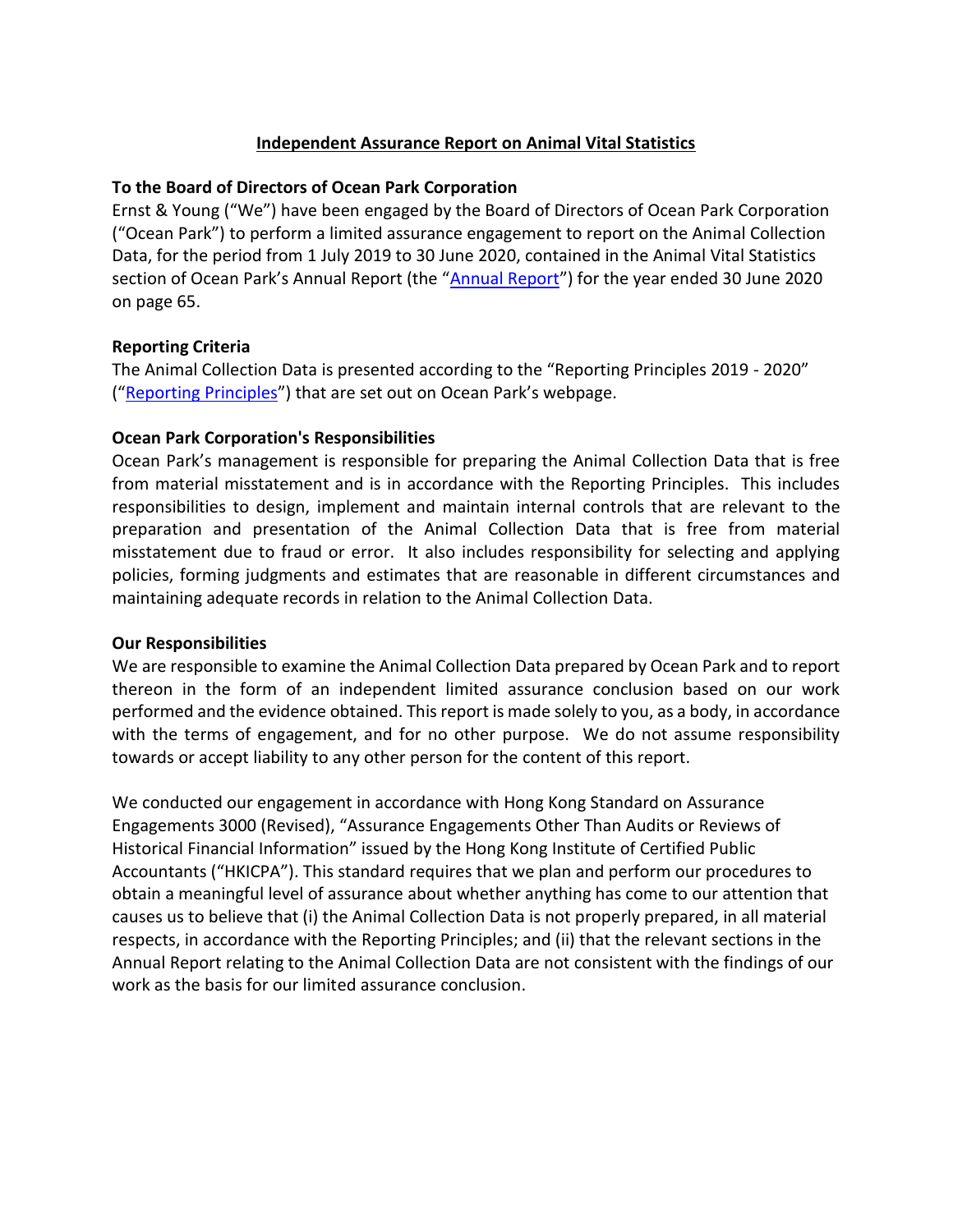# Independent Assurance Report on Animal Vital Statistics

**To the Board of Directors of Ocean Park Corporation**

Ernst & Young ("We") have been engaged by the Board of Directors of Ocean Park Corporation ("Ocean Park") to perform a limited assurance engagement to report on the Animal Collection Data, for the period from 1 July 2019 to 30 June 2020, contained in the Animal Vital Statistics section of Ocean Park's Annual Report (the "Annual Report") for the year ended 30 June 2020 on page 65.

**Reporting Criteria**

The Animal Collection Data is presented according to the "Reporting Principles 2019 - 2020" ("Reporting Principles") that are set out on Ocean Park's webpage.

**Ocean Park Corporation's Responsibilities**

Ocean Park's management is responsible for preparing the Animal Collection Data that is free from material misstatement and is in accordance with the Reporting Principles. This includes responsibilities to design, implement and maintain internal controls that are relevant to the preparation and presentation of the Animal Collection Data that is free from material misstatement due to fraud or error. It also includes responsibility for selecting and applying policies, forming judgments and estimates that are reasonable in different circumstances and maintaining adequate records in relation to the Animal Collection Data.

**Our Responsibilities**

We are responsible to examine the Animal Collection Data prepared by Ocean Park and to report thereon in the form of an independent limited assurance conclusion based on our work performed and the evidence obtained. This report is made solely to you, as a body, in accordance with the terms of engagement, and for no other purpose. We do not assume responsibility towards or accept liability to any other person for the content of this report.

We conducted our engagement in accordance with Hong Kong Standard on Assurance Engagements 3000 (Revised), "Assurance Engagements Other Than Audits or Reviews of Historical Financial Information" issued by the Hong Kong Institute of Certified Public Accountants ("HKICPA"). This standard requires that we plan and perform our procedures to obtain a meaningful level of assurance about whether anything has come to our attention that causes us to believe that (i) the Animal Collection Data is not properly prepared, in all material respects, in accordance with the Reporting Principles; and (ii) that the relevant sections in the Annual Report relating to the Animal Collection Data are not consistent with the findings of our work as the basis for our limited assurance conclusion.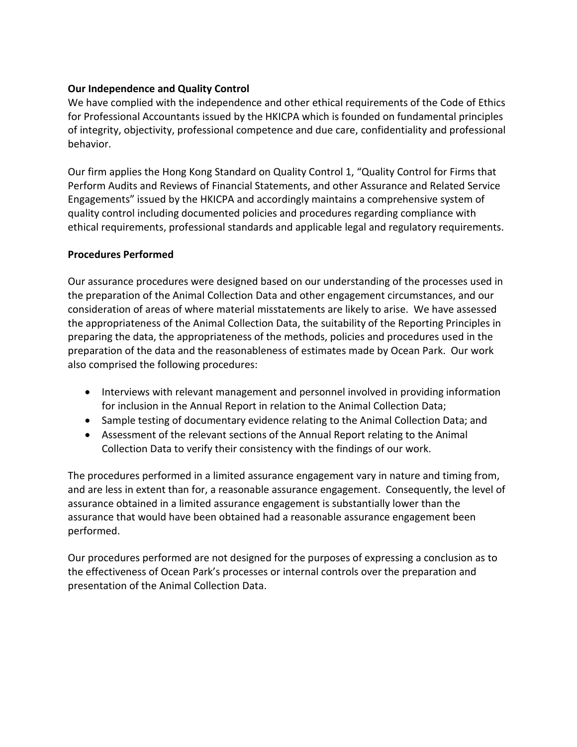**Our Independence and Quality Control**

We have complied with the independence and other ethical requirements of the Code of Ethics for Professional Accountants issued by the HKICPA which is founded on fundamental principles of integrity, objectivity, professional competence and due care, confidentiality and professional behavior.

Our firm applies the Hong Kong Standard on Quality Control 1, "Quality Control for Firms that Perform Audits and Reviews of Financial Statements, and other Assurance and Related Service Engagements" issued by the HKICPA and accordingly maintains a comprehensive system of quality control including documented policies and procedures regarding compliance with ethical requirements, professional standards and applicable legal and regulatory requirements.

**Procedures Performed**

Our assurance procedures were designed based on our understanding of the processes used in the preparation of the Animal Collection Data and other engagement circumstances, and our consideration of areas of where material misstatements are likely to arise. We have assessed the appropriateness of the Animal Collection Data, the suitability of the Reporting Principles in preparing the data, the appropriateness of the methods, policies and procedures used in the preparation of the data and the reasonableness of estimates made by Ocean Park. Our work also comprised the following procedures:

- Interviews with relevant management and personnel involved in providing information for inclusion in the Annual Report in relation to the Animal Collection Data;
- Sample testing of documentary evidence relating to the Animal Collection Data; and
- Assessment of the relevant sections of the Annual Report relating to the Animal Collection Data to verify their consistency with the findings of our work.

The procedures performed in a limited assurance engagement vary in nature and timing from, and are less in extent than for, a reasonable assurance engagement. Consequently, the level of assurance obtained in a limited assurance engagement is substantially lower than the assurance that would have been obtained had a reasonable assurance engagement been performed.

Our procedures performed are not designed for the purposes of expressing a conclusion as to the effectiveness of Ocean Park's processes or internal controls over the preparation and presentation of the Animal Collection Data.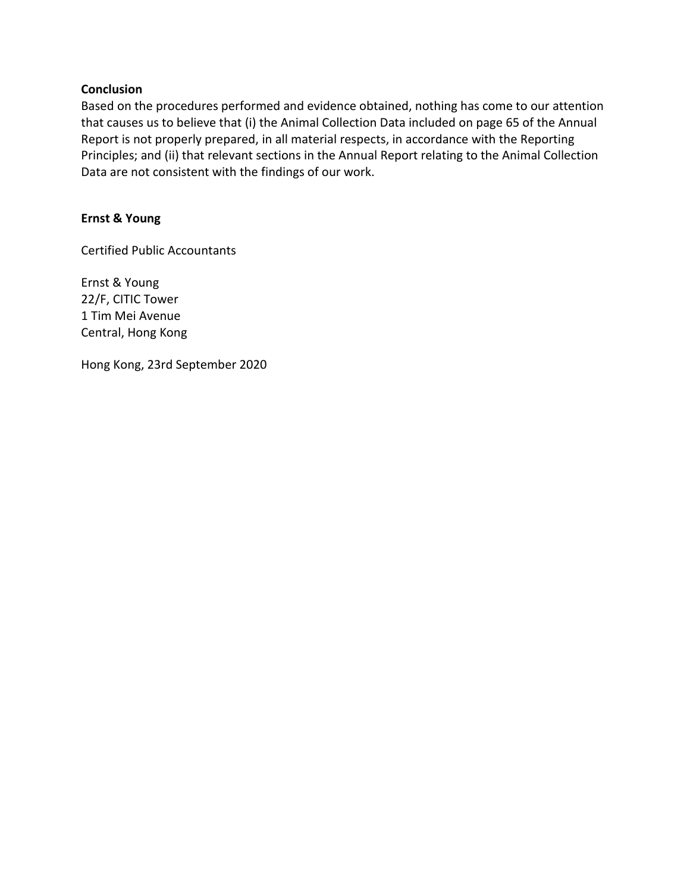**Conclusion**

Based on the procedures performed and evidence obtained, nothing has come to our attention that causes us to believe that (i) the Animal Collection Data included on page 65 of the Annual Report is not properly prepared, in all material respects, in accordance with the Reporting Principles; and (ii) that relevant sections in the Annual Report relating to the Animal Collection Data are not consistent with the findings of our work.

**Ernst & Young**

Certified Public Accountants

Ernst & Young
22/F, CITIC Tower
1 Tim Mei Avenue
Central, Hong Kong

Hong Kong, 23rd September 2020